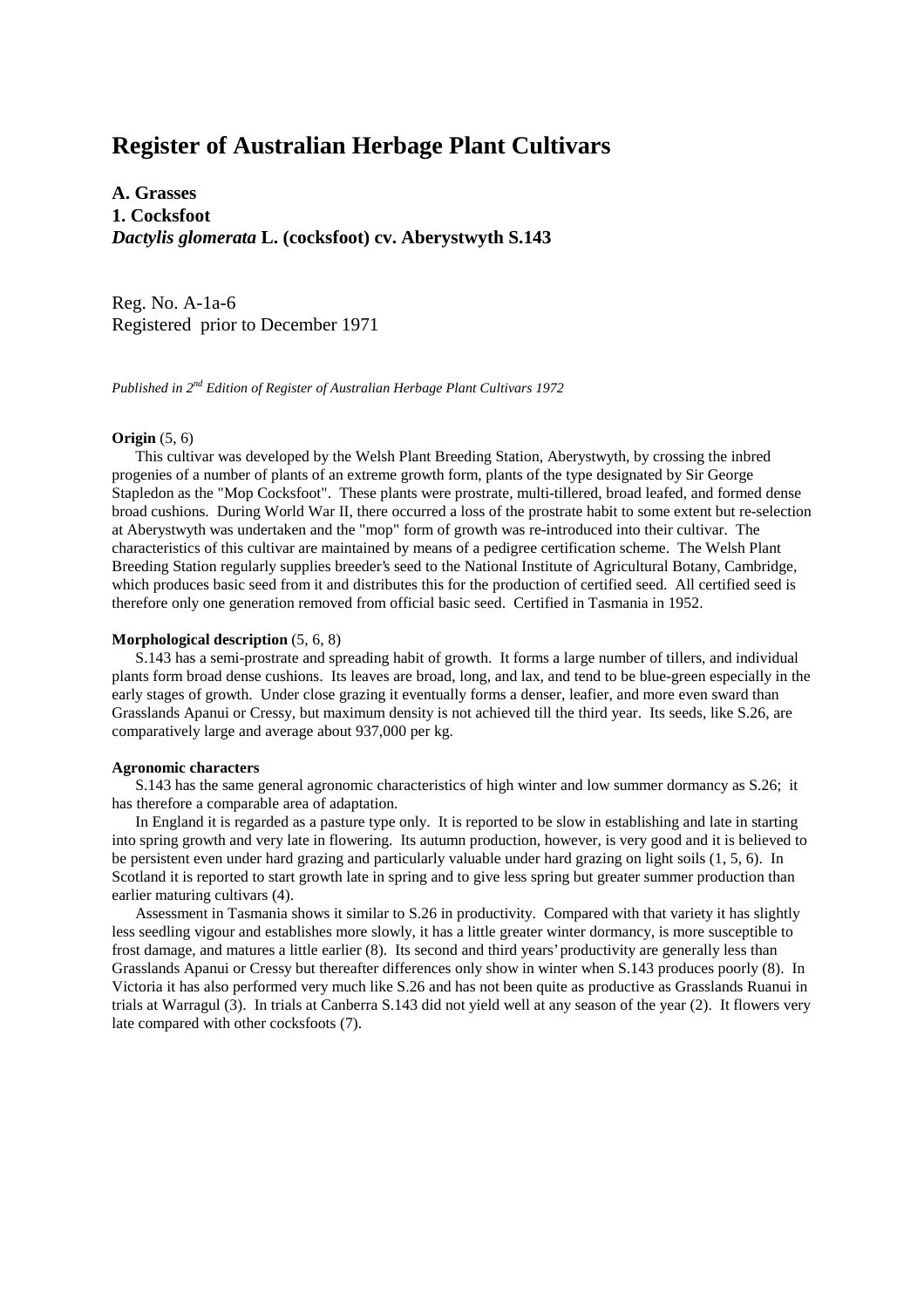# Register of Australian Herbage Plant Cultivars

**A. Grasses**
**1. Cocksfoot**
***Dactylis glomerata* L. (cocksfoot) cv. Aberystwyth S.143**

Reg. No. A-1a-6
Registered prior to December 1971

*Published in 2nd Edition of Register of Australian Herbage Plant Cultivars 1972*

**Origin** (5, 6)

This cultivar was developed by the Welsh Plant Breeding Station, Aberystwyth, by crossing the inbred progenies of a number of plants of an extreme growth form, plants of the type designated by Sir George Stapledon as the "Mop Cocksfoot". These plants were prostrate, multi-tillered, broad leafed, and formed dense broad cushions. During World War II, there occurred a loss of the prostrate habit to some extent but re-selection at Aberystwyth was undertaken and the "mop" form of growth was re-introduced into their cultivar. The characteristics of this cultivar are maintained by means of a pedigree certification scheme. The Welsh Plant Breeding Station regularly supplies breeder's seed to the National Institute of Agricultural Botany, Cambridge, which produces basic seed from it and distributes this for the production of certified seed. All certified seed is therefore only one generation removed from official basic seed. Certified in Tasmania in 1952.

**Morphological description** (5, 6, 8)

S.143 has a semi-prostrate and spreading habit of growth. It forms a large number of tillers, and individual plants form broad dense cushions. Its leaves are broad, long, and lax, and tend to be blue-green especially in the early stages of growth. Under close grazing it eventually forms a denser, leafier, and more even sward than Grasslands Apanui or Cressy, but maximum density is not achieved till the third year. Its seeds, like S.26, are comparatively large and average about 937,000 per kg.

**Agronomic characters**

S.143 has the same general agronomic characteristics of high winter and low summer dormancy as S.26; it has therefore a comparable area of adaptation.

In England it is regarded as a pasture type only. It is reported to be slow in establishing and late in starting into spring growth and very late in flowering. Its autumn production, however, is very good and it is believed to be persistent even under hard grazing and particularly valuable under hard grazing on light soils (1, 5, 6). In Scotland it is reported to start growth late in spring and to give less spring but greater summer production than earlier maturing cultivars (4).

Assessment in Tasmania shows it similar to S.26 in productivity. Compared with that variety it has slightly less seedling vigour and establishes more slowly, it has a little greater winter dormancy, is more susceptible to frost damage, and matures a little earlier (8). Its second and third years' productivity are generally less than Grasslands Apanui or Cressy but thereafter differences only show in winter when S.143 produces poorly (8). In Victoria it has also performed very much like S.26 and has not been quite as productive as Grasslands Ruanui in trials at Warragul (3). In trials at Canberra S.143 did not yield well at any season of the year (2). It flowers very late compared with other cocksfoots (7).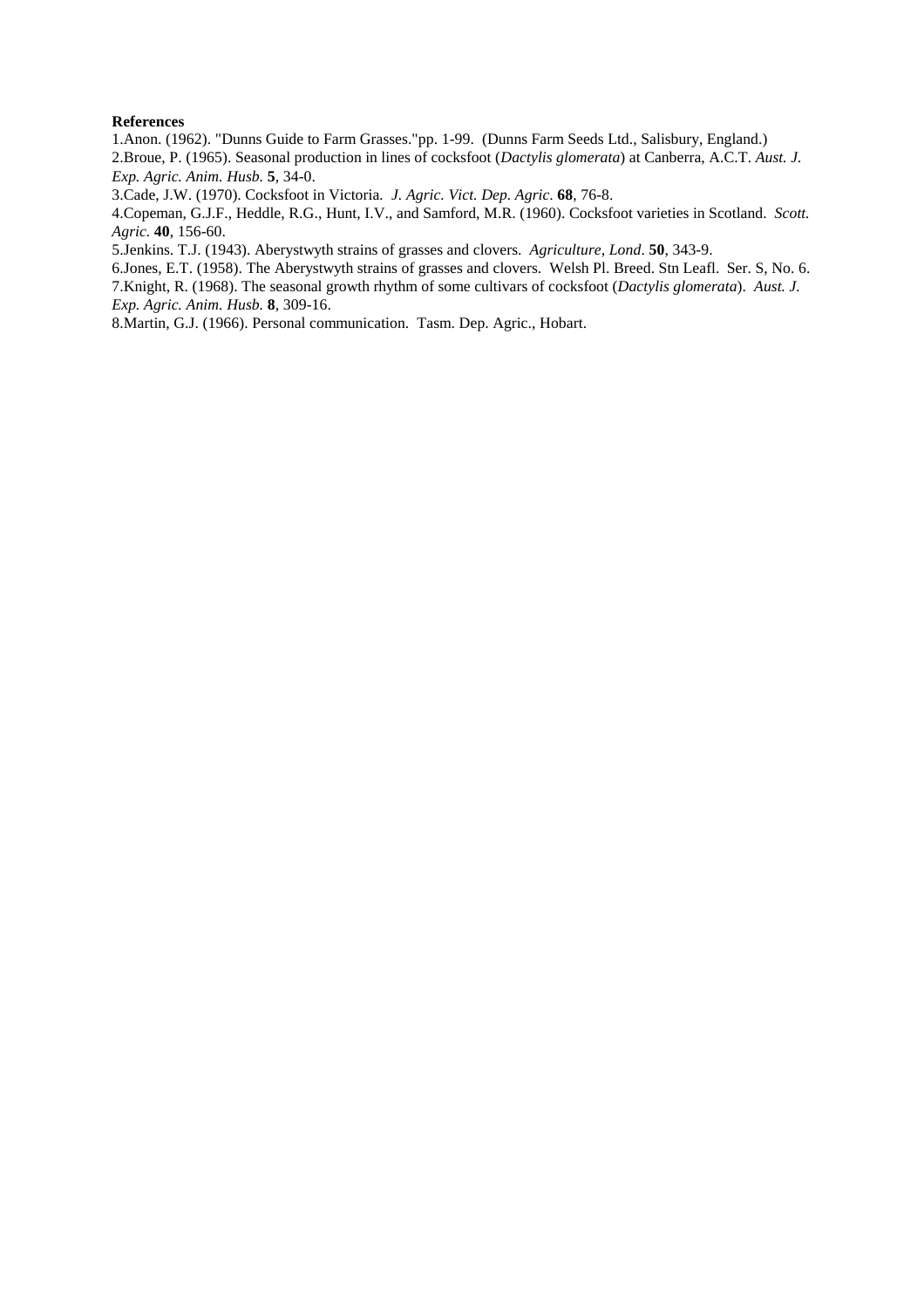**References**

1.Anon. (1962). "Dunns Guide to Farm Grasses."pp. 1-99. (Dunns Farm Seeds Ltd., Salisbury, England.)

2.Broue, P. (1965). Seasonal production in lines of cocksfoot (*Dactylis glomerata*) at Canberra, A.C.T. *Aust. J. Exp. Agric. Anim. Husb.* **5**, 34-0.

3.Cade, J.W. (1970). Cocksfoot in Victoria. *J. Agric. Vict. Dep. Agric*. **68**, 76-8.

4.Copeman, G.J.F., Heddle, R.G., Hunt, I.V., and Samford, M.R. (1960). Cocksfoot varieties in Scotland. *Scott. Agric.* **40**, 156-60.

5.Jenkins. T.J. (1943). Aberystwyth strains of grasses and clovers. *Agriculture, Lond*. **50**, 343-9.

6.Jones, E.T. (1958). The Aberystwyth strains of grasses and clovers. Welsh Pl. Breed. Stn Leafl. Ser. S, No. 6.

7.Knight, R. (1968). The seasonal growth rhythm of some cultivars of cocksfoot (*Dactylis glomerata*). *Aust. J. Exp. Agric. Anim. Husb.* **8**, 309-16.

8.Martin, G.J. (1966). Personal communication. Tasm. Dep. Agric., Hobart.